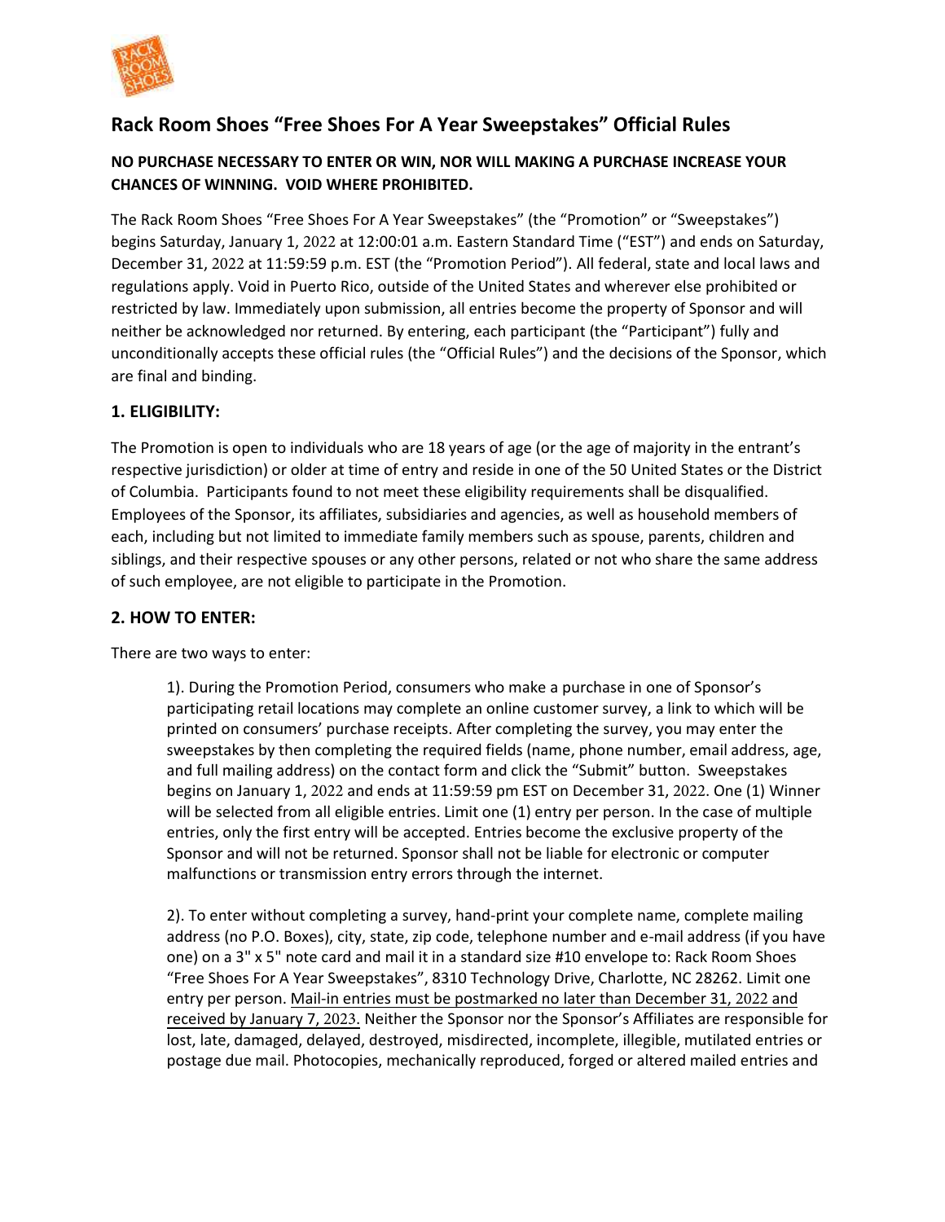# Rack Room Shoes "Free Shoes For A Year Sweepstakes" Official Rules

**NO PURCHASE NECESSARY TO ENTER OR WIN, NOR WILL MAKING A PURCHASE INCREASE YOUR CHANCES OF WINNING. VOID WHERE PROHIBITED.**

The Rack Room Shoes "Free Shoes For A Year Sweepstakes" (the "Promotion" or "Sweepstakes") begins Saturday, January 1, 2022 at 12:00:01 a.m. Eastern Standard Time ("EST") and ends on Saturday, December 31, 2022 at 11:59:59 p.m. EST (the "Promotion Period"). All federal, state and local laws and regulations apply. Void in Puerto Rico, outside of the United States and wherever else prohibited or restricted by law. Immediately upon submission, all entries become the property of Sponsor and will neither be acknowledged nor returned. By entering, each participant (the "Participant") fully and unconditionally accepts these official rules (the "Official Rules") and the decisions of the Sponsor, which are final and binding.

## 1. ELIGIBILITY:

The Promotion is open to individuals who are 18 years of age (or the age of majority in the entrant's respective jurisdiction) or older at time of entry and reside in one of the 50 United States or the District of Columbia. Participants found to not meet these eligibility requirements shall be disqualified. Employees of the Sponsor, its affiliates, subsidiaries and agencies, as well as household members of each, including but not limited to immediate family members such as spouse, parents, children and siblings, and their respective spouses or any other persons, related or not who share the same address of such employee, are not eligible to participate in the Promotion.

## 2. HOW TO ENTER:

There are two ways to enter:

> 1). During the Promotion Period, consumers who make a purchase in one of Sponsor's participating retail locations may complete an online customer survey, a link to which will be printed on consumers' purchase receipts. After completing the survey, you may enter the sweepstakes by then completing the required fields (name, phone number, email address, age, and full mailing address) on the contact form and click the "Submit" button. Sweepstakes begins on January 1, 2022 and ends at 11:59:59 pm EST on December 31, 2022. One (1) Winner will be selected from all eligible entries. Limit one (1) entry per person. In the case of multiple entries, only the first entry will be accepted. Entries become the exclusive property of the Sponsor and will not be returned. Sponsor shall not be liable for electronic or computer malfunctions or transmission entry errors through the internet.
>
> 2). To enter without completing a survey, hand-print your complete name, complete mailing address (no P.O. Boxes), city, state, zip code, telephone number and e-mail address (if you have one) on a 3" x 5" note card and mail it in a standard size #10 envelope to: Rack Room Shoes "Free Shoes For A Year Sweepstakes", 8310 Technology Drive, Charlotte, NC 28262. Limit one entry per person. <u>Mail-in entries must be postmarked no later than December 31, 2022 and received by January 7, 2023.</u> Neither the Sponsor nor the Sponsor's Affiliates are responsible for lost, late, damaged, delayed, destroyed, misdirected, incomplete, illegible, mutilated entries or postage due mail. Photocopies, mechanically reproduced, forged or altered mailed entries and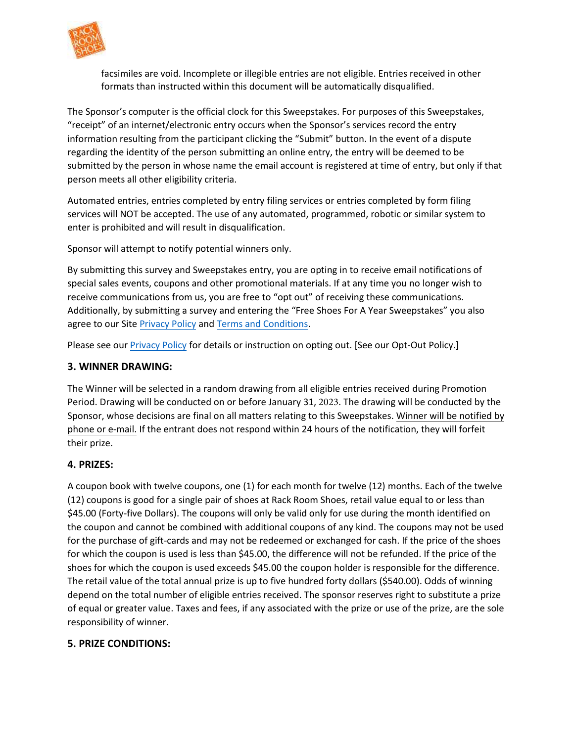facsimiles are void. Incomplete or illegible entries are not eligible. Entries received in other formats than instructed within this document will be automatically disqualified.

The Sponsor's computer is the official clock for this Sweepstakes. For purposes of this Sweepstakes, "receipt" of an internet/electronic entry occurs when the Sponsor's services record the entry information resulting from the participant clicking the "Submit" button. In the event of a dispute regarding the identity of the person submitting an online entry, the entry will be deemed to be submitted by the person in whose name the email account is registered at time of entry, but only if that person meets all other eligibility criteria.

Automated entries, entries completed by entry filing services or entries completed by form filing services will NOT be accepted. The use of any automated, programmed, robotic or similar system to enter is prohibited and will result in disqualification.

Sponsor will attempt to notify potential winners only.

By submitting this survey and Sweepstakes entry, you are opting in to receive email notifications of special sales events, coupons and other promotional materials. If at any time you no longer wish to receive communications from us, you are free to "opt out" of receiving these communications. Additionally, by submitting a survey and entering the "Free Shoes For A Year Sweepstakes" you also agree to our Site Privacy Policy and Terms and Conditions.

Please see our Privacy Policy for details or instruction on opting out. [See our Opt-Out Policy.]

### 3. WINNER DRAWING:

The Winner will be selected in a random drawing from all eligible entries received during Promotion Period. Drawing will be conducted on or before January 31, 2023. The drawing will be conducted by the Sponsor, whose decisions are final on all matters relating to this Sweepstakes. Winner will be notified by phone or e-mail. If the entrant does not respond within 24 hours of the notification, they will forfeit their prize.

### 4. PRIZES:

A coupon book with twelve coupons, one (1) for each month for twelve (12) months. Each of the twelve (12) coupons is good for a single pair of shoes at Rack Room Shoes, retail value equal to or less than $45.00 (Forty-five Dollars). The coupons will only be valid only for use during the month identified on the coupon and cannot be combined with additional coupons of any kind. The coupons may not be used for the purchase of gift-cards and may not be redeemed or exchanged for cash. If the price of the shoes for which the coupon is used is less than $45.00, the difference will not be refunded. If the price of the shoes for which the coupon is used exceeds $45.00 the coupon holder is responsible for the difference. The retail value of the total annual prize is up to five hundred forty dollars ($540.00). Odds of winning depend on the total number of eligible entries received. The sponsor reserves right to substitute a prize of equal or greater value. Taxes and fees, if any associated with the prize or use of the prize, are the sole responsibility of winner.

### 5. PRIZE CONDITIONS: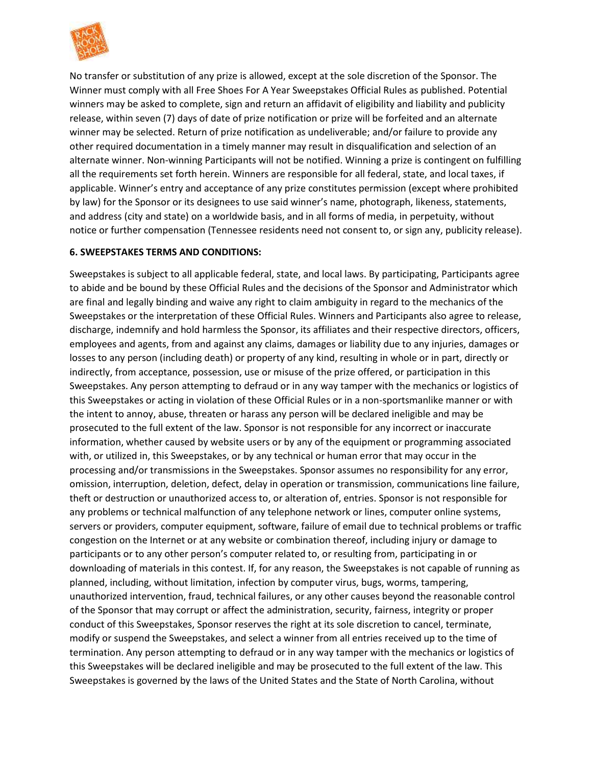No transfer or substitution of any prize is allowed, except at the sole discretion of the Sponsor. The Winner must comply with all Free Shoes For A Year Sweepstakes Official Rules as published. Potential winners may be asked to complete, sign and return an affidavit of eligibility and liability and publicity release, within seven (7) days of date of prize notification or prize will be forfeited and an alternate winner may be selected. Return of prize notification as undeliverable; and/or failure to provide any other required documentation in a timely manner may result in disqualification and selection of an alternate winner. Non-winning Participants will not be notified. Winning a prize is contingent on fulfilling all the requirements set forth herein. Winners are responsible for all federal, state, and local taxes, if applicable. Winner's entry and acceptance of any prize constitutes permission (except where prohibited by law) for the Sponsor or its designees to use said winner's name, photograph, likeness, statements, and address (city and state) on a worldwide basis, and in all forms of media, in perpetuity, without notice or further compensation (Tennessee residents need not consent to, or sign any, publicity release).

**6. SWEEPSTAKES TERMS AND CONDITIONS:**

Sweepstakes is subject to all applicable federal, state, and local laws. By participating, Participants agree to abide and be bound by these Official Rules and the decisions of the Sponsor and Administrator which are final and legally binding and waive any right to claim ambiguity in regard to the mechanics of the Sweepstakes or the interpretation of these Official Rules. Winners and Participants also agree to release, discharge, indemnify and hold harmless the Sponsor, its affiliates and their respective directors, officers, employees and agents, from and against any claims, damages or liability due to any injuries, damages or losses to any person (including death) or property of any kind, resulting in whole or in part, directly or indirectly, from acceptance, possession, use or misuse of the prize offered, or participation in this Sweepstakes. Any person attempting to defraud or in any way tamper with the mechanics or logistics of this Sweepstakes or acting in violation of these Official Rules or in a non-sportsmanlike manner or with the intent to annoy, abuse, threaten or harass any person will be declared ineligible and may be prosecuted to the full extent of the law. Sponsor is not responsible for any incorrect or inaccurate information, whether caused by website users or by any of the equipment or programming associated with, or utilized in, this Sweepstakes, or by any technical or human error that may occur in the processing and/or transmissions in the Sweepstakes. Sponsor assumes no responsibility for any error, omission, interruption, deletion, defect, delay in operation or transmission, communications line failure, theft or destruction or unauthorized access to, or alteration of, entries. Sponsor is not responsible for any problems or technical malfunction of any telephone network or lines, computer online systems, servers or providers, computer equipment, software, failure of email due to technical problems or traffic congestion on the Internet or at any website or combination thereof, including injury or damage to participants or to any other person's computer related to, or resulting from, participating in or downloading of materials in this contest. If, for any reason, the Sweepstakes is not capable of running as planned, including, without limitation, infection by computer virus, bugs, worms, tampering, unauthorized intervention, fraud, technical failures, or any other causes beyond the reasonable control of the Sponsor that may corrupt or affect the administration, security, fairness, integrity or proper conduct of this Sweepstakes, Sponsor reserves the right at its sole discretion to cancel, terminate, modify or suspend the Sweepstakes, and select a winner from all entries received up to the time of termination. Any person attempting to defraud or in any way tamper with the mechanics or logistics of this Sweepstakes will be declared ineligible and may be prosecuted to the full extent of the law. This Sweepstakes is governed by the laws of the United States and the State of North Carolina, without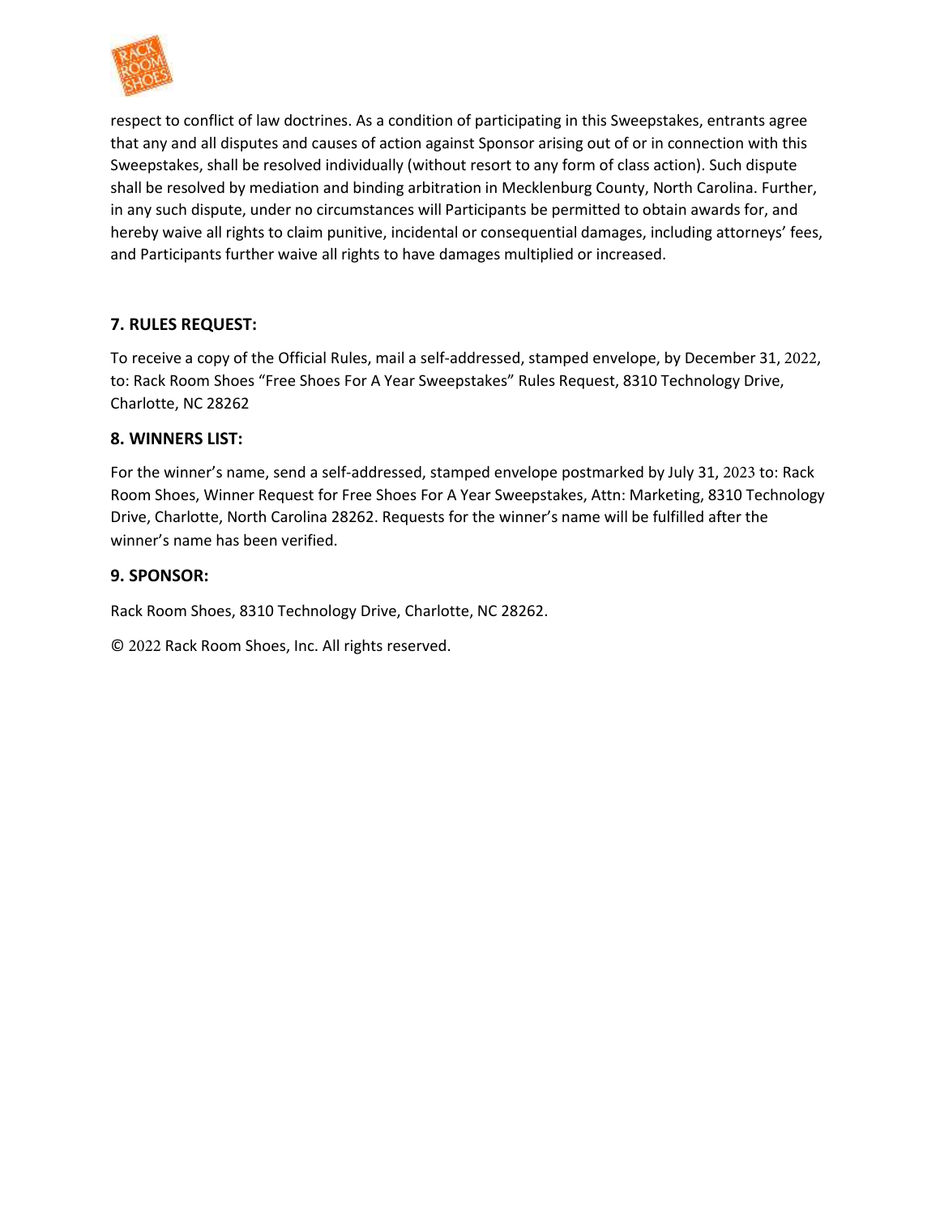respect to conflict of law doctrines. As a condition of participating in this Sweepstakes, entrants agree that any and all disputes and causes of action against Sponsor arising out of or in connection with this Sweepstakes, shall be resolved individually (without resort to any form of class action). Such dispute shall be resolved by mediation and binding arbitration in Mecklenburg County, North Carolina. Further, in any such dispute, under no circumstances will Participants be permitted to obtain awards for, and hereby waive all rights to claim punitive, incidental or consequential damages, including attorneys' fees, and Participants further waive all rights to have damages multiplied or increased.

### 7. RULES REQUEST:

To receive a copy of the Official Rules, mail a self-addressed, stamped envelope, by December 31, 2022, to: Rack Room Shoes "Free Shoes For A Year Sweepstakes" Rules Request, 8310 Technology Drive, Charlotte, NC 28262

### 8. WINNERS LIST:

For the winner's name, send a self-addressed, stamped envelope postmarked by July 31, 2023 to: Rack Room Shoes, Winner Request for Free Shoes For A Year Sweepstakes, Attn: Marketing, 8310 Technology Drive, Charlotte, North Carolina 28262. Requests for the winner's name will be fulfilled after the winner's name has been verified.

### 9. SPONSOR:

Rack Room Shoes, 8310 Technology Drive, Charlotte, NC 28262.

© 2022 Rack Room Shoes, Inc. All rights reserved.